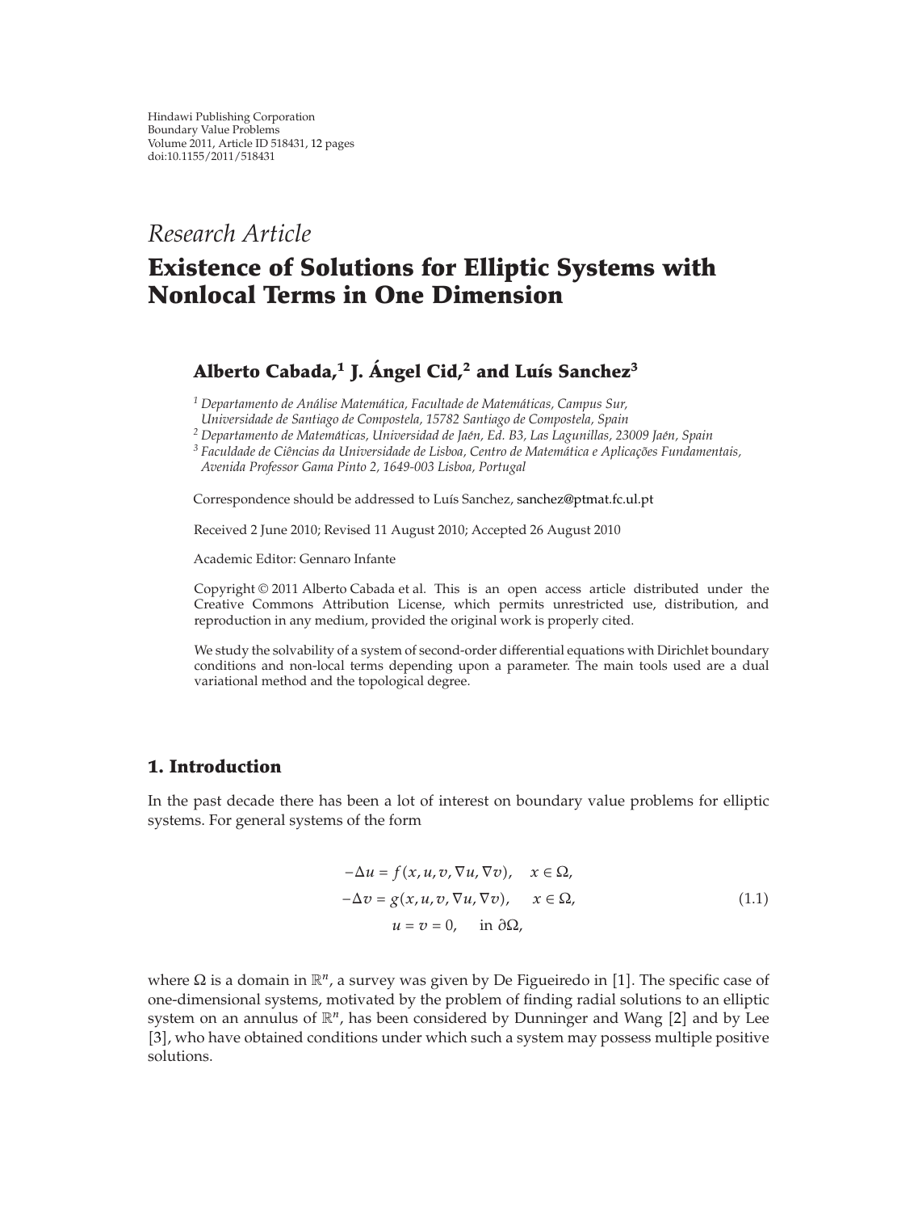Hindawi Publishing Corporation
Boundary Value Problems
Volume 2011, Article ID 518431, 12 pages
doi:10.1155/2011/518431

*Research Article*

# Existence of Solutions for Elliptic Systems with Nonlocal Terms in One Dimension

**Alberto Cabada,[1] J. Ángel Cid,[2] and Luís Sanchez[3]**

[1] *Departamento de Análise Matemática, Facultade de Matemáticas, Campus Sur, Universidade de Santiago de Compostela, 15782 Santiago de Compostela, Spain*
[2] *Departamento de Matemáticas, Universidad de Jaén, Ed. B3, Las Lagunillas, 23009 Jaén, Spain*
[3] *Faculdade de Ciências da Universidade de Lisboa, Centro de Matemática e Aplicações Fundamentais, Avenida Professor Gama Pinto 2, 1649-003 Lisboa, Portugal*

Correspondence should be addressed to Luís Sanchez, sanchez@ptmat.fc.ul.pt

Received 2 June 2010; Revised 11 August 2010; Accepted 26 August 2010

Academic Editor: Gennaro Infante

Copyright © 2011 Alberto Cabada et al. This is an open access article distributed under the Creative Commons Attribution License, which permits unrestricted use, distribution, and reproduction in any medium, provided the original work is properly cited.

We study the solvability of a system of second-order differential equations with Dirichlet boundary conditions and non-local terms depending upon a parameter. The main tools used are a dual variational method and the topological degree.

## 1. Introduction

In the past decade there has been a lot of interest on boundary value problems for elliptic systems. For general systems of the form

$$
\begin{aligned}
-\Delta u &= f(x, u, v, \nabla u, \nabla v), \quad x \in \Omega, \\
-\Delta v &= g(x, u, v, \nabla u, \nabla v), \quad x \in \Omega, \\
u &= v = 0, \quad \text{in } \partial\Omega,
\end{aligned}
\tag{1.1}
$$

where $\Omega$ is a domain in $\mathbb{R}^n$, a survey was given by De Figueiredo in [1]. The specific case of one-dimensional systems, motivated by the problem of finding radial solutions to an elliptic system on an annulus of $\mathbb{R}^n$, has been considered by Dunninger and Wang [2] and by Lee [3], who have obtained conditions under which such a system may possess multiple positive solutions.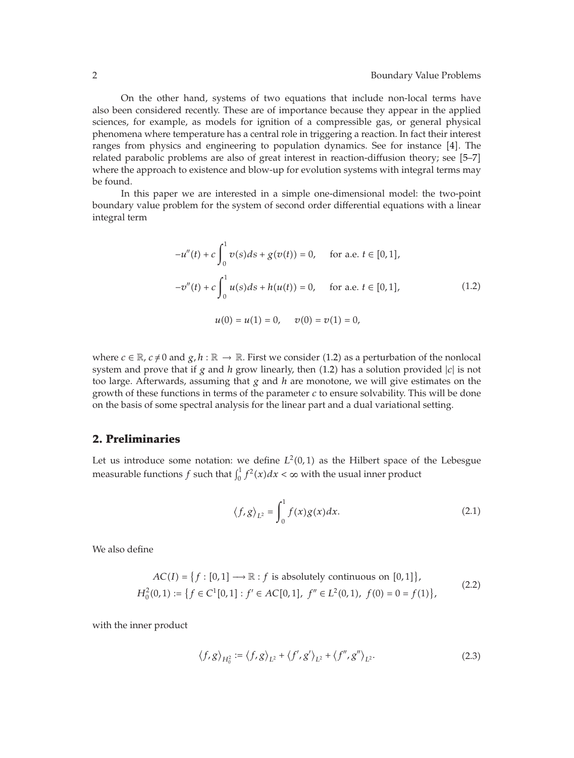On the other hand, systems of two equations that include non-local terms have also been considered recently. These are of importance because they appear in the applied sciences, for example, as models for ignition of a compressible gas, or general physical phenomena where temperature has a central role in triggering a reaction. In fact their interest ranges from physics and engineering to population dynamics. See for instance [4]. The related parabolic problems are also of great interest in reaction-diffusion theory; see [5–7] where the approach to existence and blow-up for evolution systems with integral terms may be found.

In this paper we are interested in a simple one-dimensional model: the two-point boundary value problem for the system of second order differential equations with a linear integral term

$$
\begin{aligned}
-u''(t) + c\int_0^1 v(s)ds + g(v(t)) = 0, &\quad \text{for a.e. } t \in [0,1],\\
-v''(t) + c\int_0^1 u(s)ds + h(u(t)) = 0, &\quad \text{for a.e. } t \in [0,1],\\
u(0) = u(1) = 0, \quad v(0) = v(1) = 0, &
\end{aligned}
\tag{1.2}
$$

where $c \in \mathbb{R}$, $c \neq 0$ and $g, h : \mathbb{R} \to \mathbb{R}$. First we consider (1.2) as a perturbation of the nonlocal system and prove that if $g$ and $h$ grow linearly, then (1.2) has a solution provided $|c|$ is not too large. Afterwards, assuming that $g$ and $h$ are monotone, we will give estimates on the growth of these functions in terms of the parameter $c$ to ensure solvability. This will be done on the basis of some spectral analysis for the linear part and a dual variational setting.

## 2. Preliminaries

Let us introduce some notation: we define $L^2(0,1)$ as the Hilbert space of the Lebesgue measurable functions $f$ such that $\int_0^1 f^2(x)dx < \infty$ with the usual inner product

$$
\langle f, g\rangle_{L^2} = \int_0^1 f(x)g(x)dx. \tag{2.1}
$$

We also define

$$
\begin{aligned}
AC(I) &= \{f : [0,1] \longrightarrow \mathbb{R} : f \text{ is absolutely continuous on } [0,1]\},\\
H_0^2(0,1) &:= \{f \in C^1[0,1] : f' \in AC[0,1],\ f'' \in L^2(0,1),\ f(0) = 0 = f(1)\},
\end{aligned}
\tag{2.2}
$$

with the inner product

$$
\langle f, g\rangle_{H_0^2} := \langle f, g\rangle_{L^2} + \langle f', g'\rangle_{L^2} + \langle f'', g''\rangle_{L^2}. \tag{2.3}
$$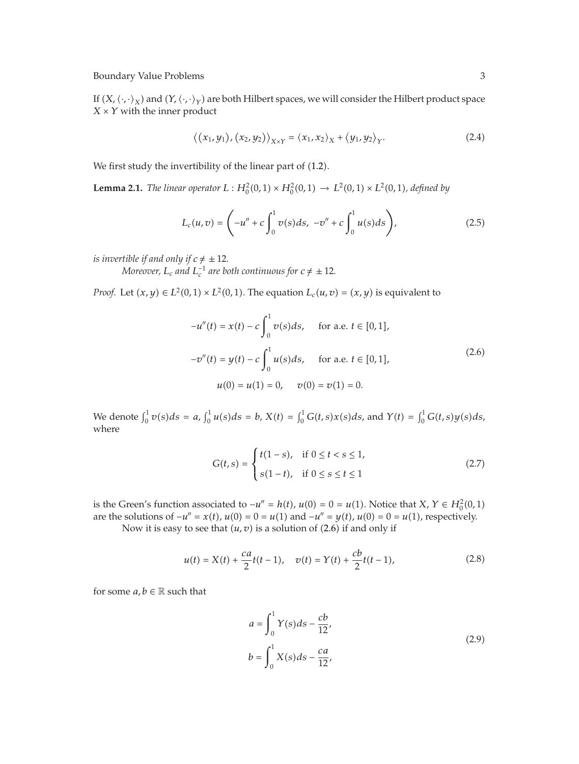If $(X, \langle \cdot, \cdot \rangle_X)$ and $(Y, \langle \cdot, \cdot \rangle_Y)$ are both Hilbert spaces, we will consider the Hilbert product space $X \times Y$ with the inner product

$$\langle (x_1, y_1), (x_2, y_2) \rangle_{X \times Y} = \langle x_1, x_2 \rangle_X + \langle y_1, y_2 \rangle_Y. \tag{2.4}$$

We first study the invertibility of the linear part of (1.2).

**Lemma 2.1.** *The linear operator $L : H_0^2(0,1) \times H_0^2(0,1) \to L^2(0,1) \times L^2(0,1)$, defined by*

$$L_c(u, v) = \left( -u'' + c \int_0^1 v(s) ds, \; -v'' + c \int_0^1 u(s) ds \right), \tag{2.5}$$

*is invertible if and only if $c \neq \pm 12$.*

*Moreover, $L_c$ and $L_c^{-1}$ are both continuous for $c \neq \pm 12$.*

*Proof.* Let $(x, y) \in L^2(0,1) \times L^2(0,1)$. The equation $L_c(u, v) = (x, y)$ is equivalent to

$$\begin{gathered}
-u''(t) = x(t) - c \int_0^1 v(s) ds, \quad \text{for a.e. } t \in [0,1], \\
-v''(t) = y(t) - c \int_0^1 u(s) ds, \quad \text{for a.e. } t \in [0,1], \\
u(0) = u(1) = 0, \quad v(0) = v(1) = 0.
\end{gathered} \tag{2.6}$$

We denote $\int_0^1 v(s) ds = a$, $\int_0^1 u(s) ds = b$, $X(t) = \int_0^1 G(t,s) x(s) ds$, and $Y(t) = \int_0^1 G(t,s) y(s) ds$, where

$$G(t,s) = \begin{cases} t(1-s), & \text{if } 0 \leq t < s \leq 1, \\ s(1-t), & \text{if } 0 \leq s \leq t \leq 1 \end{cases} \tag{2.7}$$

is the Green's function associated to $-u'' = h(t)$, $u(0) = 0 = u(1)$. Notice that $X, Y \in H_0^2(0,1)$ are the solutions of $-u'' = x(t)$, $u(0) = 0 = u(1)$ and $-u'' = y(t)$, $u(0) = 0 = u(1)$, respectively.

Now it is easy to see that $(u, v)$ is a solution of (2.6) if and only if

$$u(t) = X(t) + \frac{ca}{2} t(t-1), \quad v(t) = Y(t) + \frac{cb}{2} t(t-1), \tag{2.8}$$

for some $a, b \in \mathbb{R}$ such that

$$\begin{aligned}
a &= \int_0^1 Y(s) ds - \frac{cb}{12}, \\
b &= \int_0^1 X(s) ds - \frac{ca}{12},
\end{aligned} \tag{2.9}$$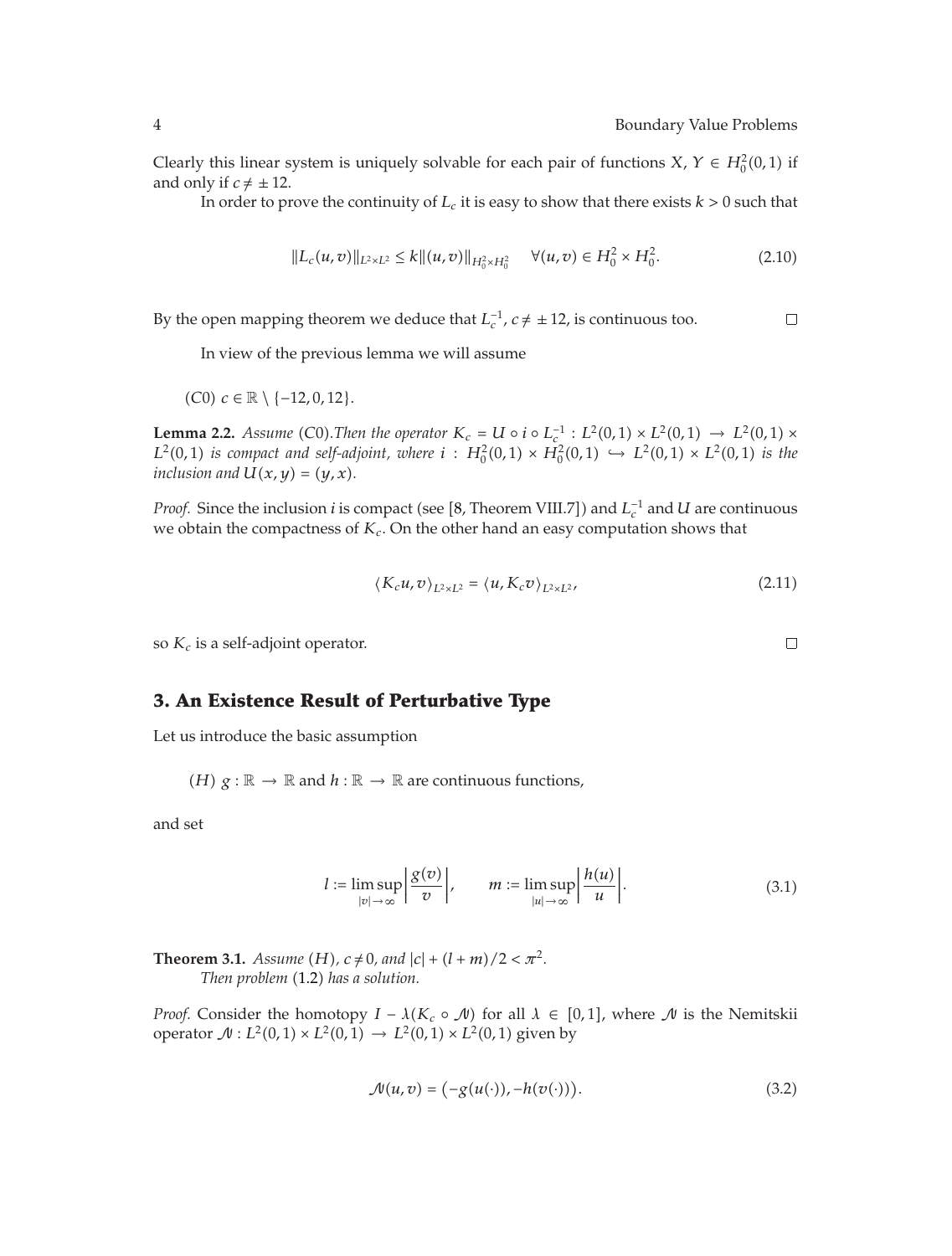Clearly this linear system is uniquely solvable for each pair of functions $X, Y \in H_0^2(0,1)$ if and only if $c \neq \pm 12$.

In order to prove the continuity of $L_c$ it is easy to show that there exists $k > 0$ such that

$$\|L_c(u,v)\|_{L^2 \times L^2} \leq k\|(u,v)\|_{H_0^2 \times H_0^2} \quad \forall (u,v) \in H_0^2 \times H_0^2. \tag{2.10}$$

By the open mapping theorem we deduce that $L_c^{-1}$, $c \neq \pm 12$, is continuous too. □

In view of the previous lemma we will assume

(C0) $c \in \mathbb{R} \setminus \{-12, 0, 12\}$.

**Lemma 2.2.** *Assume* (C0)*. Then the operator $K_c = U \circ i \circ L_c^{-1} : L^2(0,1) \times L^2(0,1) \to L^2(0,1) \times L^2(0,1)$ is compact and self-adjoint, where $i : H_0^2(0,1) \times H_0^2(0,1) \hookrightarrow L^2(0,1) \times L^2(0,1)$ is the inclusion and $U(x,y) = (y,x)$.*

*Proof.* Since the inclusion $i$ is compact (see [8, Theorem VIII.7]) and $L_c^{-1}$ and $U$ are continuous we obtain the compactness of $K_c$. On the other hand an easy computation shows that

$$\langle K_c u, v\rangle_{L^2 \times L^2} = \langle u, K_c v\rangle_{L^2 \times L^2}, \tag{2.11}$$

so $K_c$ is a self-adjoint operator. □

## 3. An Existence Result of Perturbative Type

Let us introduce the basic assumption

(H) $g : \mathbb{R} \to \mathbb{R}$ and $h : \mathbb{R} \to \mathbb{R}$ are continuous functions,

and set

$$l := \limsup_{|v| \to \infty} \left| \frac{g(v)}{v} \right|, \qquad m := \limsup_{|u| \to \infty} \left| \frac{h(u)}{u} \right|. \tag{3.1}$$

**Theorem 3.1.** *Assume* (H)*, $c \neq 0$, and $|c| + (l+m)/2 < \pi^2$.*

*Then problem* (1.2) *has a solution.*

*Proof.* Consider the homotopy $I - \lambda(K_c \circ \mathcal{N})$ for all $\lambda \in [0,1]$, where $\mathcal{N}$ is the Nemitskii operator $\mathcal{N} : L^2(0,1) \times L^2(0,1) \to L^2(0,1) \times L^2(0,1)$ given by

$$\mathcal{N}(u,v) = \left(-g(u(\cdot)), -h(v(\cdot))\right). \tag{3.2}$$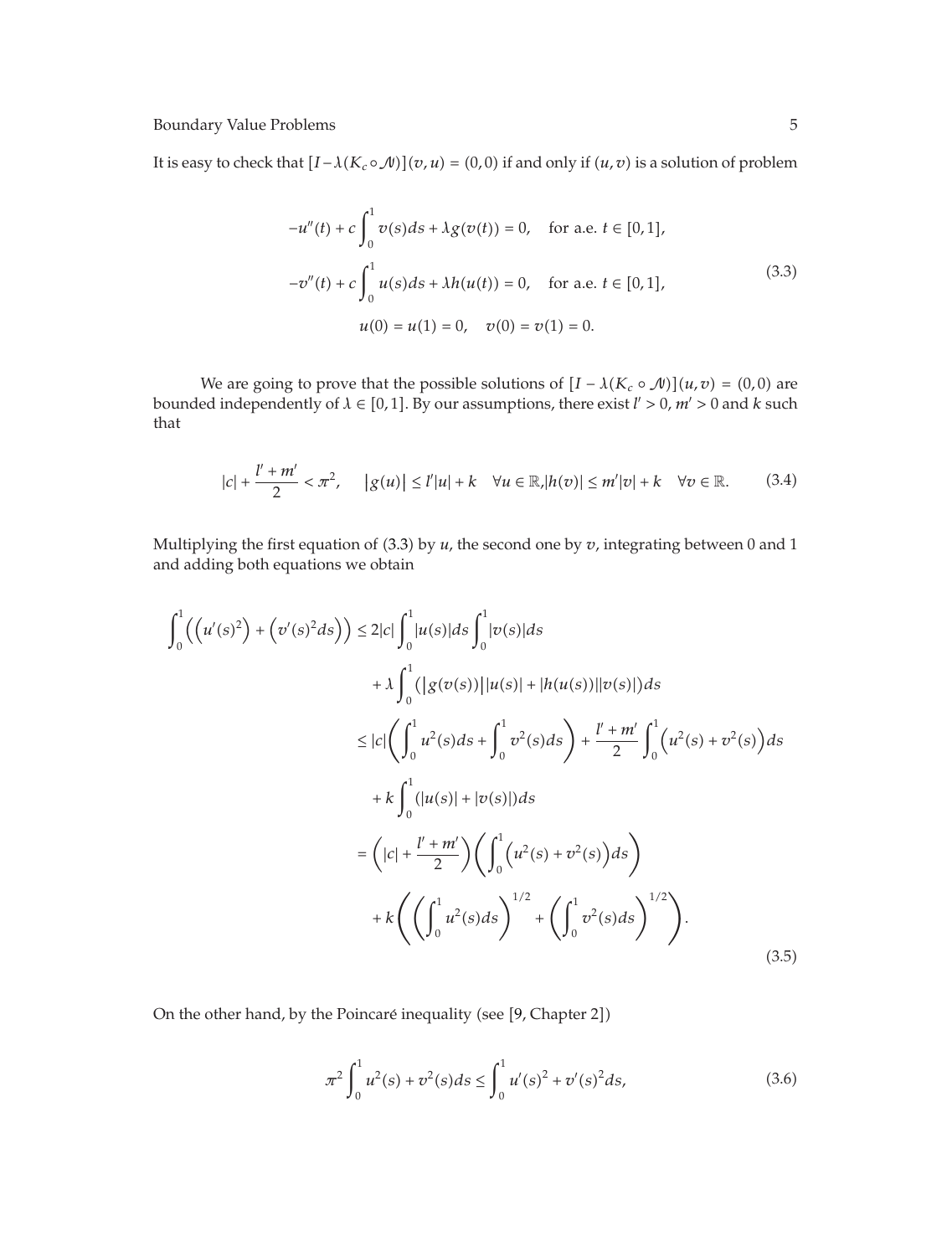It is easy to check that $[I-\lambda(K_c \circ \mathcal{N})](v,u) = (0,0)$ if and only if $(u,v)$ is a solution of problem

$$
\begin{gathered}
-u''(t) + c\int_0^1 v(s)ds + \lambda g(v(t)) = 0, \quad \text{for a.e. } t \in [0,1], \\
-v''(t) + c\int_0^1 u(s)ds + \lambda h(u(t)) = 0, \quad \text{for a.e. } t \in [0,1], \\
u(0) = u(1) = 0, \quad v(0) = v(1) = 0.
\end{gathered} \tag{3.3}
$$

We are going to prove that the possible solutions of $[I-\lambda(K_c \circ \mathcal{N})](u,v) = (0,0)$ are bounded independently of $\lambda \in [0,1]$. By our assumptions, there exist $l' > 0$, $m' > 0$ and $k$ such that

$$
|c| + \frac{l'+m'}{2} < \pi^2, \quad |g(u)| \le l'|u| + k \quad \forall u \in \mathbb{R}, |h(v)| \le m'|v| + k \quad \forall v \in \mathbb{R}. \tag{3.4}
$$

Multiplying the first equation of (3.3) by $u$, the second one by $v$, integrating between 0 and 1 and adding both equations we obtain

$$
\begin{aligned}
\int_0^1 \left(\left(u'(s)^2\right) + \left(v'(s)^2 ds\right)\right) &\le 2|c|\int_0^1 |u(s)|ds \int_0^1 |v(s)|ds \\
&\quad + \lambda \int_0^1 \left(|g(v(s))||u(s)| + |h(u(s))||v(s)|\right)ds \\
&\le |c|\left(\int_0^1 u^2(s)ds + \int_0^1 v^2(s)ds\right) + \frac{l'+m'}{2}\int_0^1 \left(u^2(s) + v^2(s)\right)ds \\
&\quad + k\int_0^1 (|u(s)| + |v(s)|)ds \\
&= \left(|c| + \frac{l'+m'}{2}\right)\left(\int_0^1 \left(u^2(s) + v^2(s)\right)ds\right) \\
&\quad + k\left(\left(\int_0^1 u^2(s)ds\right)^{1/2} + \left(\int_0^1 v^2(s)ds\right)^{1/2}\right).
\end{aligned} \tag{3.5}
$$

On the other hand, by the Poincaré inequality (see [9, Chapter 2])

$$
\pi^2 \int_0^1 u^2(s) + v^2(s)ds \le \int_0^1 u'(s)^2 + v'(s)^2 ds, \tag{3.6}
$$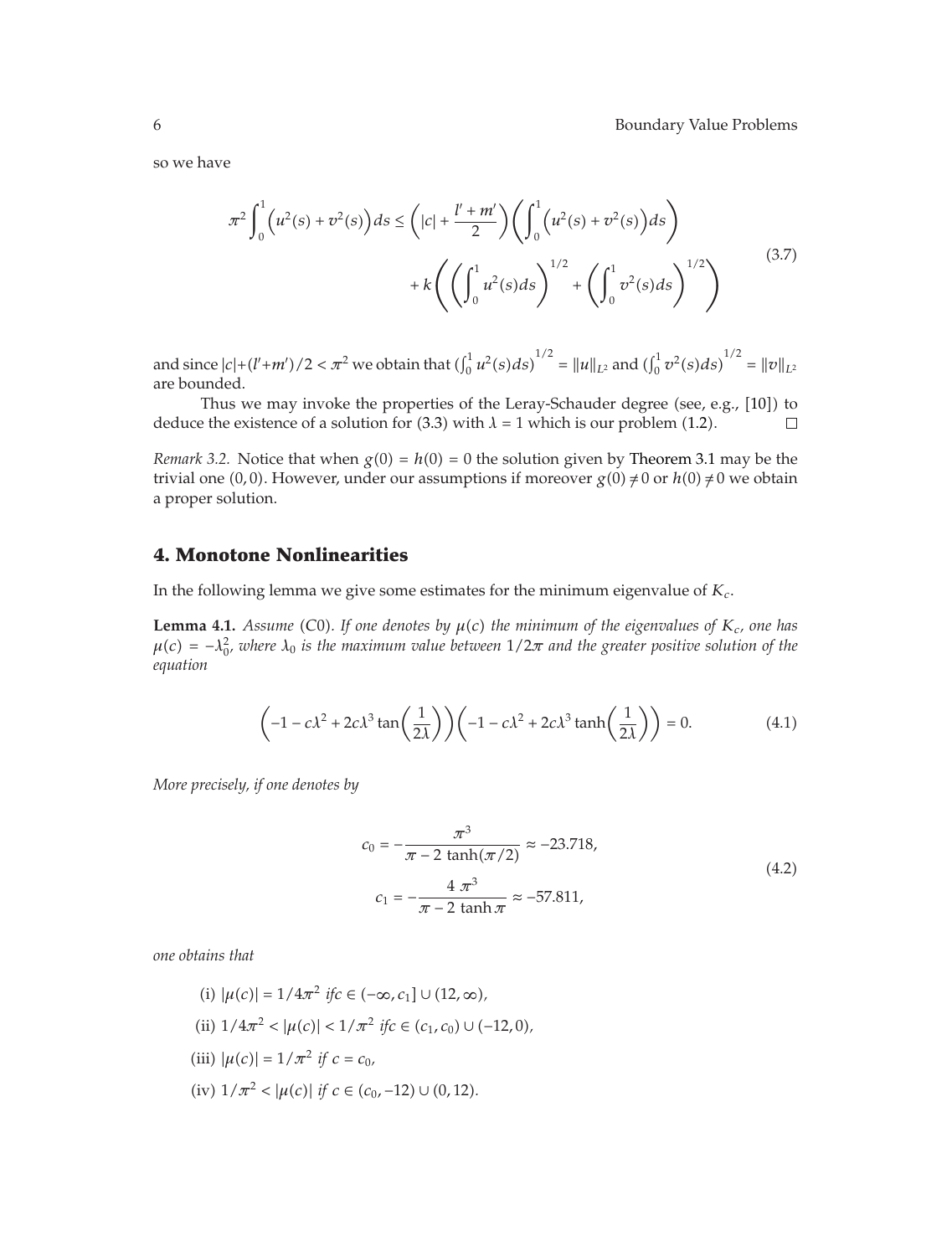so we have

$$\pi^2 \int_0^1 \left(u^2(s) + v^2(s)\right) ds \leq \left(|c| + \frac{l' + m'}{2}\right) \left(\int_0^1 \left(u^2(s) + v^2(s)\right) ds\right) + k\left(\left(\int_0^1 u^2(s) ds\right)^{1/2} + \left(\int_0^1 v^2(s) ds\right)^{1/2}\right) \tag{3.7}$$

and since $|c| + (l' + m')/2 < \pi^2$ we obtain that $(\int_0^1 u^2(s) ds)^{1/2} = \|u\|_{L^2}$ and $(\int_0^1 v^2(s) ds)^{1/2} = \|v\|_{L^2}$ are bounded.

Thus we may invoke the properties of the Leray-Schauder degree (see, e.g., [10]) to deduce the existence of a solution for (3.3) with $\lambda = 1$ which is our problem (1.2). □

*Remark 3.2.* Notice that when $g(0) = h(0) = 0$ the solution given by Theorem 3.1 may be the trivial one $(0, 0)$. However, under our assumptions if moreover $g(0) \neq 0$ or $h(0) \neq 0$ we obtain a proper solution.

## 4. Monotone Nonlinearities

In the following lemma we give some estimates for the minimum eigenvalue of $K_c$.

**Lemma 4.1.** *Assume (C0). If one denotes by $\mu(c)$ the minimum of the eigenvalues of $K_c$, one has $\mu(c) = -\lambda_0^2$, where $\lambda_0$ is the maximum value between $1/2\pi$ and the greater positive solution of the equation*

$$\left(-1 - c\lambda^2 + 2c\lambda^3 \tan\left(\frac{1}{2\lambda}\right)\right)\left(-1 - c\lambda^2 + 2c\lambda^3 \tanh\left(\frac{1}{2\lambda}\right)\right) = 0. \tag{4.1}$$

*More precisely, if one denotes by*

$$c_0 = -\frac{\pi^3}{\pi - 2\tanh(\pi/2)} \approx -23.718,$$
$$c_1 = -\frac{4\pi^3}{\pi - 2\tanh\pi} \approx -57.811, \tag{4.2}$$

*one obtains that*

(i) $|\mu(c)| = 1/4\pi^2$ *if* $c \in (-\infty, c_1] \cup (12, \infty)$,

(ii) $1/4\pi^2 < |\mu(c)| < 1/\pi^2$ *if* $c \in (c_1, c_0) \cup (-12, 0)$,

(iii) $|\mu(c)| = 1/\pi^2$ *if* $c = c_0$,

(iv) $1/\pi^2 < |\mu(c)|$ *if* $c \in (c_0, -12) \cup (0, 12)$.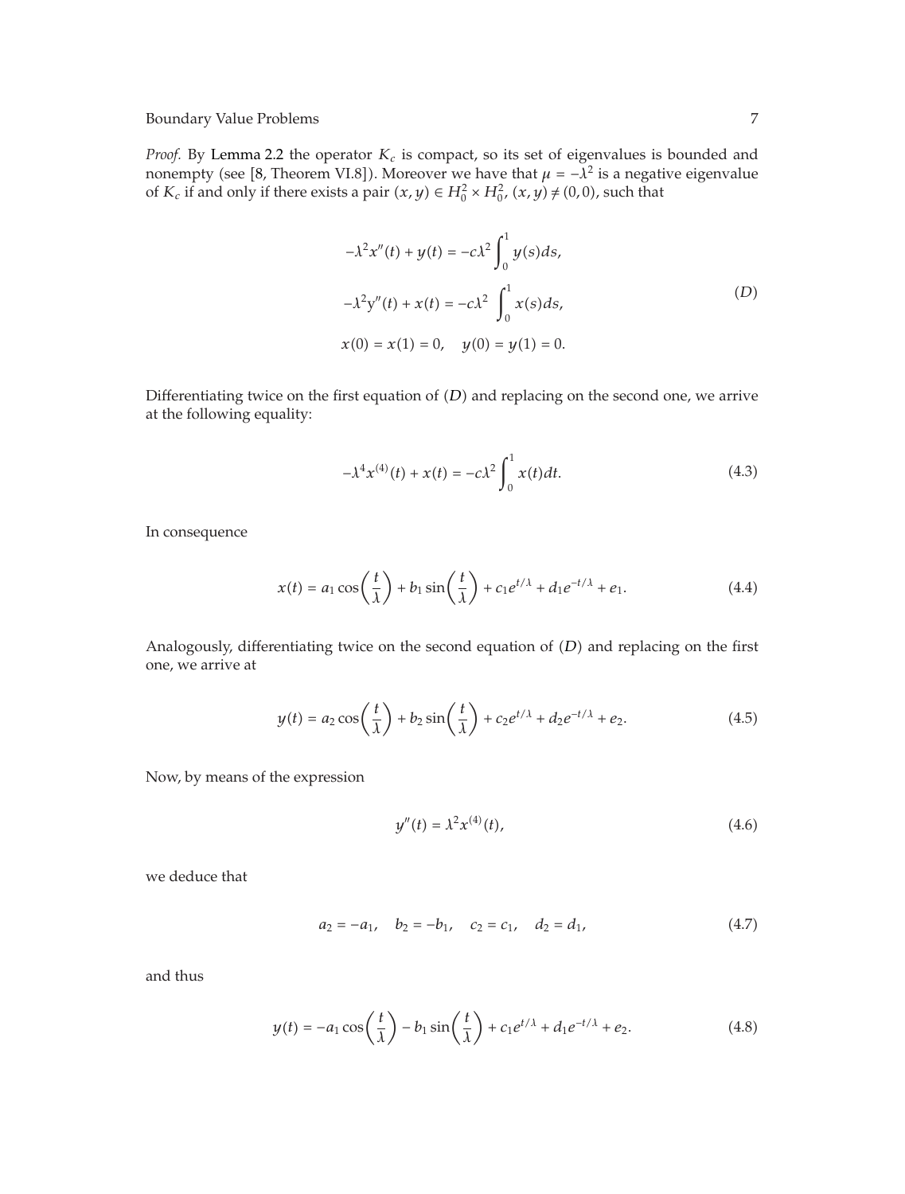*Proof.* By Lemma 2.2 the operator $K_c$ is compact, so its set of eigenvalues is bounded and nonempty (see [8, Theorem VI.8]). Moreover we have that $\mu = -\lambda^2$ is a negative eigenvalue of $K_c$ if and only if there exists a pair $(x, y) \in H_0^2 \times H_0^2$, $(x, y) \neq (0, 0)$, such that

$$
\begin{aligned}
&-\lambda^2 x''(t) + y(t) = -c\lambda^2 \int_0^1 y(s)ds, \\
&-\lambda^2 y''(t) + x(t) = -c\lambda^2 \int_0^1 x(s)ds, \\
&x(0) = x(1) = 0, \quad y(0) = y(1) = 0.
\end{aligned}
\tag{$D$}
$$

Differentiating twice on the first equation of $(D)$ and replacing on the second one, we arrive at the following equality:

$$
-\lambda^4 x^{(4)}(t) + x(t) = -c\lambda^2 \int_0^1 x(t)dt. \tag{4.3}
$$

In consequence

$$
x(t) = a_1 \cos\left(\frac{t}{\lambda}\right) + b_1 \sin\left(\frac{t}{\lambda}\right) + c_1 e^{t/\lambda} + d_1 e^{-t/\lambda} + e_1. \tag{4.4}
$$

Analogously, differentiating twice on the second equation of $(D)$ and replacing on the first one, we arrive at

$$
y(t) = a_2 \cos\left(\frac{t}{\lambda}\right) + b_2 \sin\left(\frac{t}{\lambda}\right) + c_2 e^{t/\lambda} + d_2 e^{-t/\lambda} + e_2. \tag{4.5}
$$

Now, by means of the expression

$$
y''(t) = \lambda^2 x^{(4)}(t), \tag{4.6}
$$

we deduce that

$$
a_2 = -a_1, \quad b_2 = -b_1, \quad c_2 = c_1, \quad d_2 = d_1, \tag{4.7}
$$

and thus

$$
y(t) = -a_1 \cos\left(\frac{t}{\lambda}\right) - b_1 \sin\left(\frac{t}{\lambda}\right) + c_1 e^{t/\lambda} + d_1 e^{-t/\lambda} + e_2. \tag{4.8}
$$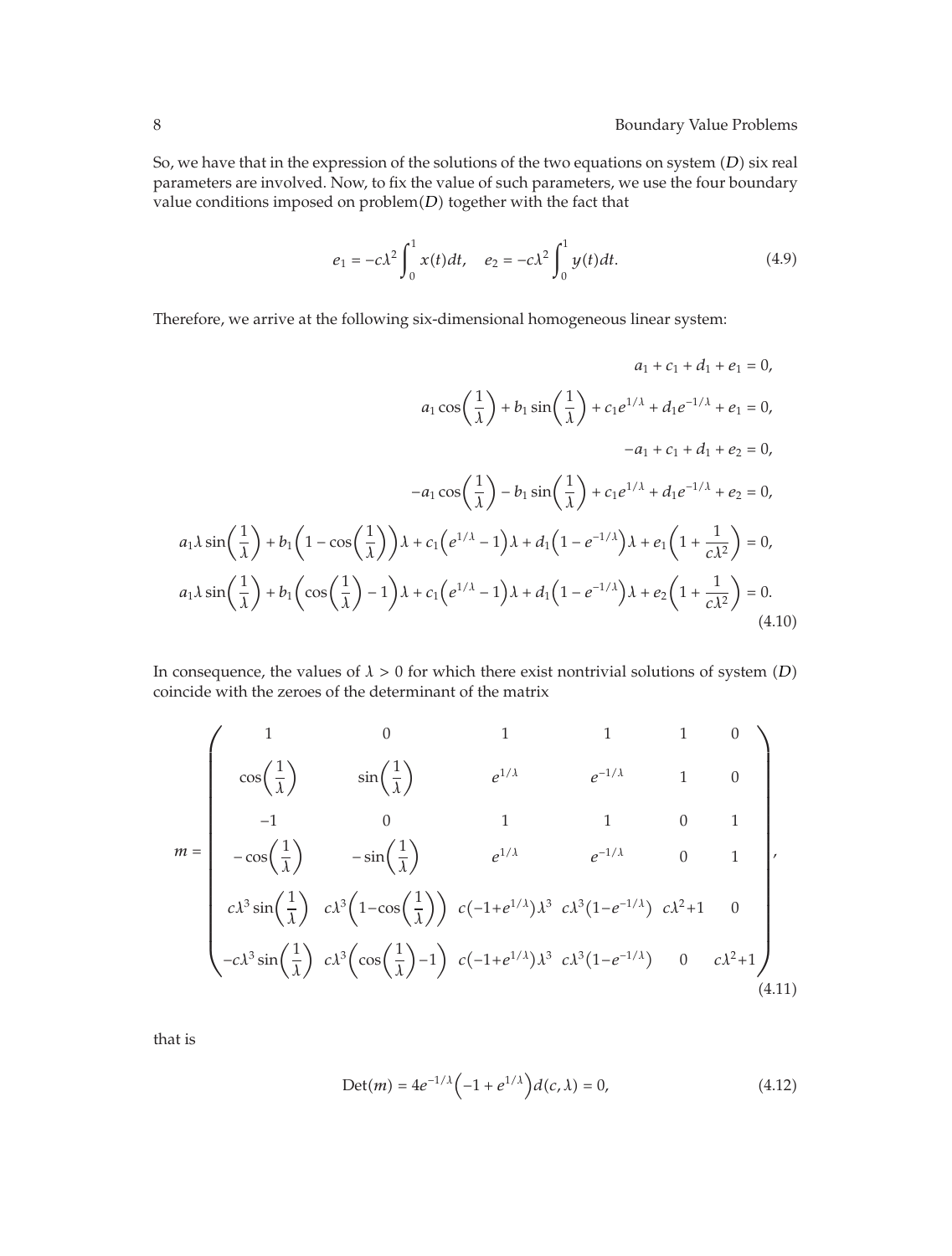So, we have that in the expression of the solutions of the two equations on system $(D)$ six real parameters are involved. Now, to fix the value of such parameters, we use the four boundary value conditions imposed on problem$(D)$ together with the fact that

$$e_1 = -c\lambda^2 \int_0^1 x(t)dt, \quad e_2 = -c\lambda^2 \int_0^1 y(t)dt. \tag{4.9}$$

Therefore, we arrive at the following six-dimensional homogeneous linear system:

$$\begin{gathered}
a_1 + c_1 + d_1 + e_1 = 0, \\
a_1 \cos\left(\frac{1}{\lambda}\right) + b_1 \sin\left(\frac{1}{\lambda}\right) + c_1 e^{1/\lambda} + d_1 e^{-1/\lambda} + e_1 = 0, \\
-a_1 + c_1 + d_1 + e_2 = 0, \\
-a_1 \cos\left(\frac{1}{\lambda}\right) - b_1 \sin\left(\frac{1}{\lambda}\right) + c_1 e^{1/\lambda} + d_1 e^{-1/\lambda} + e_2 = 0, \\
a_1 \lambda \sin\left(\frac{1}{\lambda}\right) + b_1\left(1 - \cos\left(\frac{1}{\lambda}\right)\right)\lambda + c_1\left(e^{1/\lambda} - 1\right)\lambda + d_1\left(1 - e^{-1/\lambda}\right)\lambda + e_1\left(1 + \frac{1}{c\lambda^2}\right) = 0, \\
a_1 \lambda \sin\left(\frac{1}{\lambda}\right) + b_1\left(\cos\left(\frac{1}{\lambda}\right) - 1\right)\lambda + c_1\left(e^{1/\lambda} - 1\right)\lambda + d_1\left(1 - e^{-1/\lambda}\right)\lambda + e_2\left(1 + \frac{1}{c\lambda^2}\right) = 0.
\end{gathered} \tag{4.10}$$

In consequence, the values of $\lambda > 0$ for which there exist nontrivial solutions of system $(D)$ coincide with the zeroes of the determinant of the matrix

$$m = \begin{pmatrix}
1 & 0 & 1 & 1 & 1 & 0 \\
\cos\left(\frac{1}{\lambda}\right) & \sin\left(\frac{1}{\lambda}\right) & e^{1/\lambda} & e^{-1/\lambda} & 1 & 0 \\
-1 & 0 & 1 & 1 & 0 & 1 \\
-\cos\left(\frac{1}{\lambda}\right) & -\sin\left(\frac{1}{\lambda}\right) & e^{1/\lambda} & e^{-1/\lambda} & 0 & 1 \\
c\lambda^3 \sin\left(\frac{1}{\lambda}\right) & c\lambda^3\left(1 - \cos\left(\frac{1}{\lambda}\right)\right) & c\left(-1 + e^{1/\lambda}\right)\lambda^3 & c\lambda^3\left(1 - e^{-1/\lambda}\right) & c\lambda^2 + 1 & 0 \\
-c\lambda^3 \sin\left(\frac{1}{\lambda}\right) & c\lambda^3\left(\cos\left(\frac{1}{\lambda}\right) - 1\right) & c\left(-1 + e^{1/\lambda}\right)\lambda^3 & c\lambda^3\left(1 - e^{-1/\lambda}\right) & 0 & c\lambda^2 + 1
\end{pmatrix}, \tag{4.11}$$

that is

$$\operatorname{Det}(m) = 4e^{-1/\lambda}\left(-1 + e^{1/\lambda}\right)d(c, \lambda) = 0, \tag{4.12}$$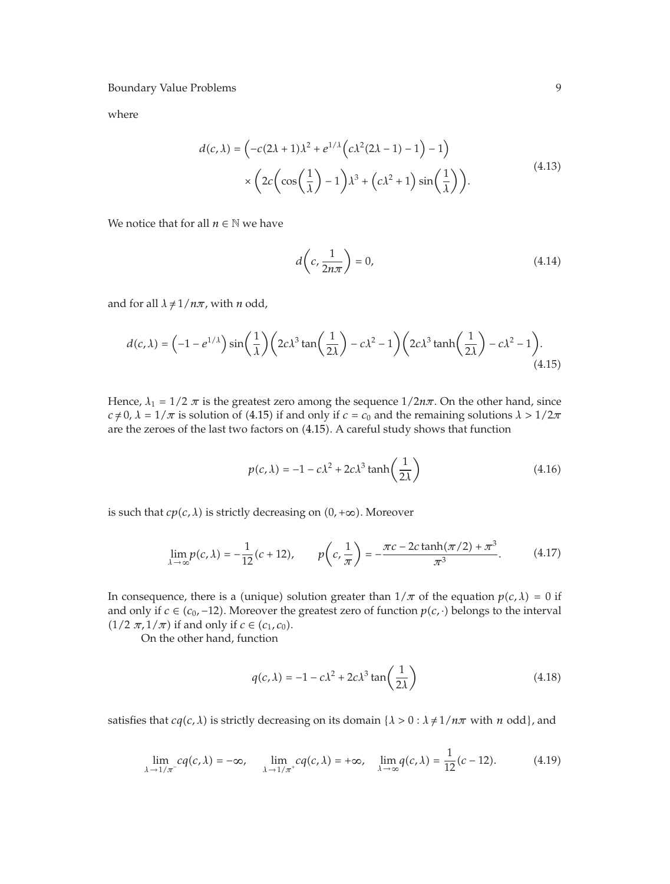where

$$d(c,\lambda) = \left(-c(2\lambda+1)\lambda^2 + e^{1/\lambda}\left(c\lambda^2(2\lambda-1)-1\right)-1\right) \times \left(2c\left(\cos\left(\frac{1}{\lambda}\right)-1\right)\lambda^3 + \left(c\lambda^2+1\right)\sin\left(\frac{1}{\lambda}\right)\right). \tag{4.13}$$

We notice that for all $n \in \mathbb{N}$ we have

$$d\left(c, \frac{1}{2n\pi}\right) = 0, \tag{4.14}$$

and for all $\lambda \neq 1/n\pi$, with $n$ odd,

$$d(c,\lambda) = \left(-1-e^{1/\lambda}\right)\sin\left(\frac{1}{\lambda}\right)\left(2c\lambda^3\tan\left(\frac{1}{2\lambda}\right)-c\lambda^2-1\right)\left(2c\lambda^3\tanh\left(\frac{1}{2\lambda}\right)-c\lambda^2-1\right). \tag{4.15}$$

Hence, $\lambda_1 = 1/2\,\pi$ is the greatest zero among the sequence $1/2n\pi$. On the other hand, since $c \neq 0$, $\lambda = 1/\pi$ is solution of (4.15) if and only if $c = c_0$ and the remaining solutions $\lambda > 1/2\pi$ are the zeroes of the last two factors on (4.15). A careful study shows that function

$$p(c,\lambda) = -1 - c\lambda^2 + 2c\lambda^3\tanh\left(\frac{1}{2\lambda}\right) \tag{4.16}$$

is such that $cp(c,\lambda)$ is strictly decreasing on $(0,+\infty)$. Moreover

$$\lim_{\lambda\to\infty} p(c,\lambda) = -\frac{1}{12}(c+12), \qquad p\left(c,\frac{1}{\pi}\right) = -\frac{\pi c - 2c\tanh(\pi/2) + \pi^3}{\pi^3}. \tag{4.17}$$

In consequence, there is a (unique) solution greater than $1/\pi$ of the equation $p(c,\lambda) = 0$ if and only if $c \in (c_0,-12)$. Moreover the greatest zero of function $p(c,\cdot)$ belongs to the interval $(1/2\,\pi, 1/\pi)$ if and only if $c \in (c_1, c_0)$.

On the other hand, function

$$q(c,\lambda) = -1 - c\lambda^2 + 2c\lambda^3\tan\left(\frac{1}{2\lambda}\right) \tag{4.18}$$

satisfies that $cq(c,\lambda)$ is strictly decreasing on its domain $\{\lambda > 0 : \lambda \neq 1/n\pi \text{ with } n \text{ odd}\}$, and

$$\lim_{\lambda\to 1/\pi^-} cq(c,\lambda) = -\infty, \qquad \lim_{\lambda\to 1/\pi^+} cq(c,\lambda) = +\infty, \qquad \lim_{\lambda\to\infty} q(c,\lambda) = \frac{1}{12}(c-12). \tag{4.19}$$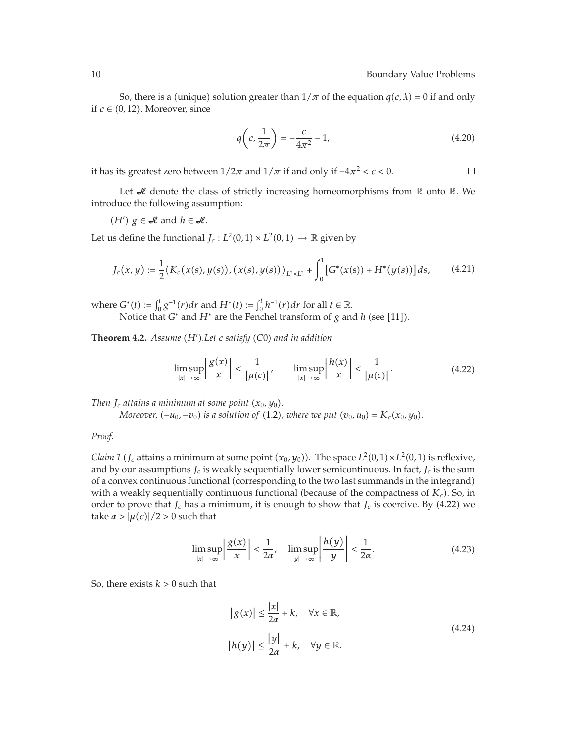So, there is a (unique) solution greater than $1/\pi$ of the equation $q(c,\lambda)=0$ if and only if $c\in(0,12)$. Moreover, since

$$q\left(c,\frac{1}{2\pi}\right)=-\frac{c}{4\pi^2}-1, \tag{4.20}$$

it has its greatest zero between $1/2\pi$ and $1/\pi$ if and only if $-4\pi^2<c<0$. □

Let $\mathcal{H}$ denote the class of strictly increasing homeomorphisms from $\mathbb{R}$ onto $\mathbb{R}$. We introduce the following assumption:

$(H')$ $g\in\mathcal{H}$ and $h\in\mathcal{H}$.

Let us define the functional $J_c : L^2(0,1)\times L^2(0,1)\to\mathbb{R}$ given by

$$J_c(x,y):=\frac{1}{2}\langle K_c(x(s),y(s)),(x(s),y(s))\rangle_{L^2\times L^2}+\int_0^1\left[G^*(x(s))+H^*(y(s))\right]ds, \tag{4.21}$$

where $G^*(t):=\int_0^t g^{-1}(r)dr$ and $H^*(t):=\int_0^t h^{-1}(r)dr$ for all $t\in\mathbb{R}$.

Notice that $G^*$ and $H^*$ are the Fenchel transform of $g$ and $h$ (see [11]).

**Theorem 4.2.** *Assume $(H')$.Let $c$ satisfy $(C0)$ and in addition*

$$\limsup_{|x|\to\infty}\left|\frac{g(x)}{x}\right|<\frac{1}{|\mu(c)|},\qquad \limsup_{|x|\to\infty}\left|\frac{h(x)}{x}\right|<\frac{1}{|\mu(c)|}. \tag{4.22}$$

*Then $J_c$ attains a minimum at some point $(x_0,y_0)$.*

*Moreover, $(-u_0,-v_0)$ is a solution of (1.2), where we put $(v_0,u_0)=K_c(x_0,y_0)$.*

*Proof.*

*Claim 1* ($J_c$ attains a minimum at some point $(x_0,y_0)$). The space $L^2(0,1)\times L^2(0,1)$ is reflexive, and by our assumptions $J_c$ is weakly sequentially lower semicontinuous. In fact, $J_c$ is the sum of a convex continuous functional (corresponding to the two last summands in the integrand) with a weakly sequentially continuous functional (because of the compactness of $K_c$). So, in order to prove that $J_c$ has a minimum, it is enough to show that $J_c$ is coercive. By (4.22) we take $\alpha>|\mu(c)|/2>0$ such that

$$\limsup_{|x|\to\infty}\left|\frac{g(x)}{x}\right|<\frac{1}{2\alpha},\quad \limsup_{|y|\to\infty}\left|\frac{h(y)}{y}\right|<\frac{1}{2\alpha}. \tag{4.23}$$

So, there exists $k>0$ such that

$$\begin{aligned}|g(x)|&\le\frac{|x|}{2\alpha}+k,\quad \forall x\in\mathbb{R},\\ |h(y)|&\le\frac{|y|}{2\alpha}+k,\quad \forall y\in\mathbb{R}.\end{aligned} \tag{4.24}$$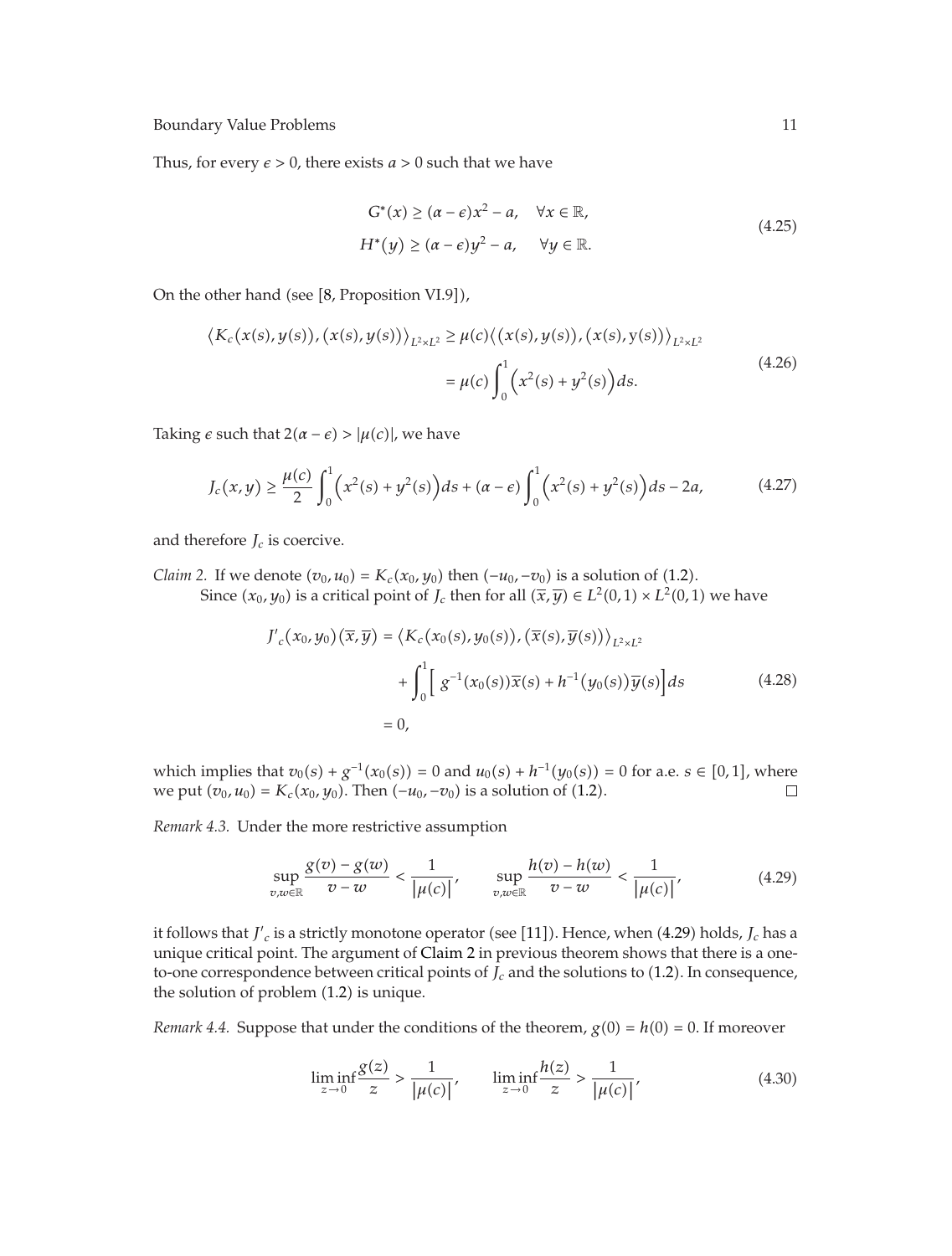Thus, for every $\epsilon > 0$, there exists $a > 0$ such that we have

$$
\begin{aligned}
G^*(x) &\geq (\alpha - \epsilon)x^2 - a, \quad \forall x \in \mathbb{R}, \\
H^*(y) &\geq (\alpha - \epsilon)y^2 - a, \quad \forall y \in \mathbb{R}.
\end{aligned} \tag{4.25}
$$

On the other hand (see [8, Proposition VI.9]),

$$
\begin{aligned}
\langle K_c(x(s), y(s)), (x(s), y(s)) \rangle_{L^2 \times L^2} &\geq \mu(c) \langle (x(s), y(s)), (x(s), y(s)) \rangle_{L^2 \times L^2} \\
&= \mu(c) \int_0^1 \left( x^2(s) + y^2(s) \right) ds.
\end{aligned} \tag{4.26}
$$

Taking $\epsilon$ such that $2(\alpha - \epsilon) > |\mu(c)|$, we have

$$
J_c(x, y) \geq \frac{\mu(c)}{2} \int_0^1 \left( x^2(s) + y^2(s) \right) ds + (\alpha - \epsilon) \int_0^1 \left( x^2(s) + y^2(s) \right) ds - 2a, \tag{4.27}
$$

and therefore $J_c$ is coercive.

*Claim 2.* If we denote $(v_0, u_0) = K_c(x_0, y_0)$ then $(-u_0, -v_0)$ is a solution of (1.2).

Since $(x_0, y_0)$ is a critical point of $J_c$ then for all $(\overline{x}, \overline{y}) \in L^2(0,1) \times L^2(0,1)$ we have

$$
\begin{aligned}
J'_c(x_0, y_0)(\overline{x}, \overline{y}) &= \langle K_c(x_0(s), y_0(s)), (\overline{x}(s), \overline{y}(s)) \rangle_{L^2 \times L^2} \\
&\quad + \int_0^1 \left[ g^{-1}(x_0(s)) \overline{x}(s) + h^{-1}(y_0(s)) \overline{y}(s) \right] ds \\
&= 0,
\end{aligned} \tag{4.28}
$$

which implies that $v_0(s) + g^{-1}(x_0(s)) = 0$ and $u_0(s) + h^{-1}(y_0(s)) = 0$ for a.e. $s \in [0,1]$, where we put $(v_0, u_0) = K_c(x_0, y_0)$. Then $(-u_0, -v_0)$ is a solution of (1.2). □

*Remark 4.3.* Under the more restrictive assumption

$$
\sup_{v,w \in \mathbb{R}} \frac{g(v) - g(w)}{v - w} < \frac{1}{|\mu(c)|}, \qquad \sup_{v,w \in \mathbb{R}} \frac{h(v) - h(w)}{v - w} < \frac{1}{|\mu(c)|}, \tag{4.29}
$$

it follows that $J'_c$ is a strictly monotone operator (see [11]). Hence, when (4.29) holds, $J_c$ has a unique critical point. The argument of Claim 2 in previous theorem shows that there is a one-to-one correspondence between critical points of $J_c$ and the solutions to (1.2). In consequence, the solution of problem (1.2) is unique.

*Remark 4.4.* Suppose that under the conditions of the theorem, $g(0) = h(0) = 0$. If moreover

$$
\liminf_{z \to 0} \frac{g(z)}{z} > \frac{1}{|\mu(c)|}, \qquad \liminf_{z \to 0} \frac{h(z)}{z} > \frac{1}{|\mu(c)|}, \tag{4.30}
$$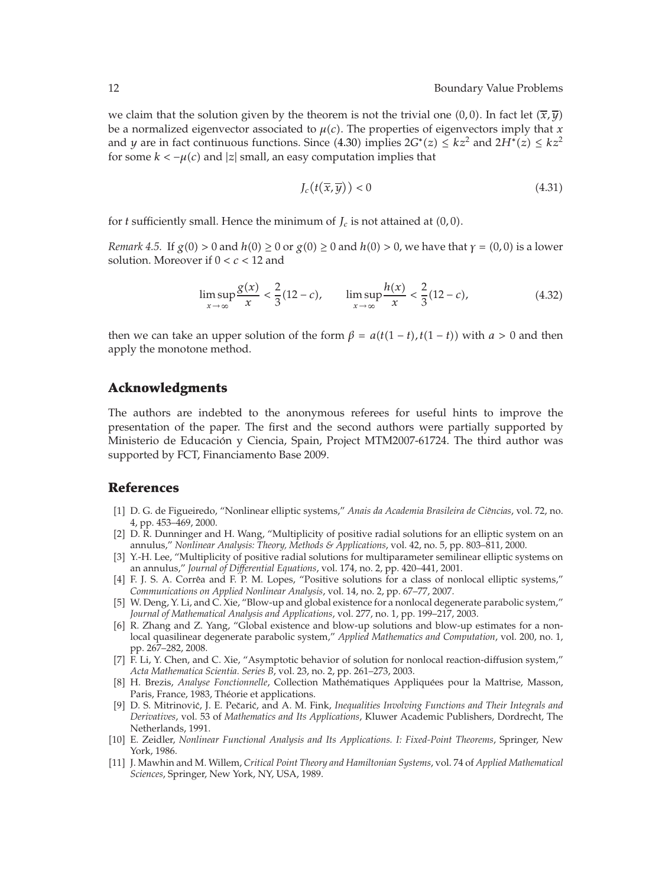we claim that the solution given by the theorem is not the trivial one $(0,0)$. In fact let $(\overline{x},\overline{y})$ be a normalized eigenvector associated to $\mu(c)$. The properties of eigenvectors imply that $x$ and $y$ are in fact continuous functions. Since (4.30) implies $2G^*(z) \le kz^2$ and $2H^*(z) \le kz^2$ for some $k < -\mu(c)$ and $|z|$ small, an easy computation implies that

$$J_c\bigl(t(\overline{x},\overline{y})\bigr) < 0 \tag{4.31}$$

for $t$ sufficiently small. Hence the minimum of $J_c$ is not attained at $(0,0)$.

*Remark 4.5.* If $g(0) > 0$ and $h(0) \ge 0$ or $g(0) \ge 0$ and $h(0) > 0$, we have that $\gamma = (0,0)$ is a lower solution. Moreover if $0 < c < 12$ and

$$\limsup_{x\to\infty}\frac{g(x)}{x} < \frac{2}{3}(12-c), \qquad \limsup_{x\to\infty}\frac{h(x)}{x} < \frac{2}{3}(12-c), \tag{4.32}$$

then we can take an upper solution of the form $\beta = a(t(1-t), t(1-t))$ with $a > 0$ and then apply the monotone method.

## Acknowledgments

The authors are indebted to the anonymous referees for useful hints to improve the presentation of the paper. The first and the second authors were partially supported by Ministerio de Educación y Ciencia, Spain, Project MTM2007-61724. The third author was supported by FCT, Financiamento Base 2009.

## References

[1] D. G. de Figueiredo, "Nonlinear elliptic systems," *Anais da Academia Brasileira de Ciências*, vol. 72, no. 4, pp. 453–469, 2000.

[2] D. R. Dunninger and H. Wang, "Multiplicity of positive radial solutions for an elliptic system on an annulus," *Nonlinear Analysis: Theory, Methods & Applications*, vol. 42, no. 5, pp. 803–811, 2000.

[3] Y.-H. Lee, "Multiplicity of positive radial solutions for multiparameter semilinear elliptic systems on an annulus," *Journal of Differential Equations*, vol. 174, no. 2, pp. 420–441, 2001.

[4] F. J. S. A. Corrêa and F. P. M. Lopes, "Positive solutions for a class of nonlocal elliptic systems," *Communications on Applied Nonlinear Analysis*, vol. 14, no. 2, pp. 67–77, 2007.

[5] W. Deng, Y. Li, and C. Xie, "Blow-up and global existence for a nonlocal degenerate parabolic system," *Journal of Mathematical Analysis and Applications*, vol. 277, no. 1, pp. 199–217, 2003.

[6] R. Zhang and Z. Yang, "Global existence and blow-up solutions and blow-up estimates for a nonlocal quasilinear degenerate parabolic system," *Applied Mathematics and Computation*, vol. 200, no. 1, pp. 267–282, 2008.

[7] F. Li, Y. Chen, and C. Xie, "Asymptotic behavior of solution for nonlocal reaction-diffusion system," *Acta Mathematica Scientia. Series B*, vol. 23, no. 2, pp. 261–273, 2003.

[8] H. Brezis, *Analyse Fonctionnelle*, Collection Mathématiques Appliquées pour la Maîtrise, Masson, Paris, France, 1983, Théorie et applications.

[9] D. S. Mitrinović, J. E. Pečarić, and A. M. Fink, *Inequalities Involving Functions and Their Integrals and Derivatives*, vol. 53 of *Mathematics and Its Applications*, Kluwer Academic Publishers, Dordrecht, The Netherlands, 1991.

[10] E. Zeidler, *Nonlinear Functional Analysis and Its Applications. I: Fixed-Point Theorems*, Springer, New York, 1986.

[11] J. Mawhin and M. Willem, *Critical Point Theory and Hamiltonian Systems*, vol. 74 of *Applied Mathematical Sciences*, Springer, New York, NY, USA, 1989.